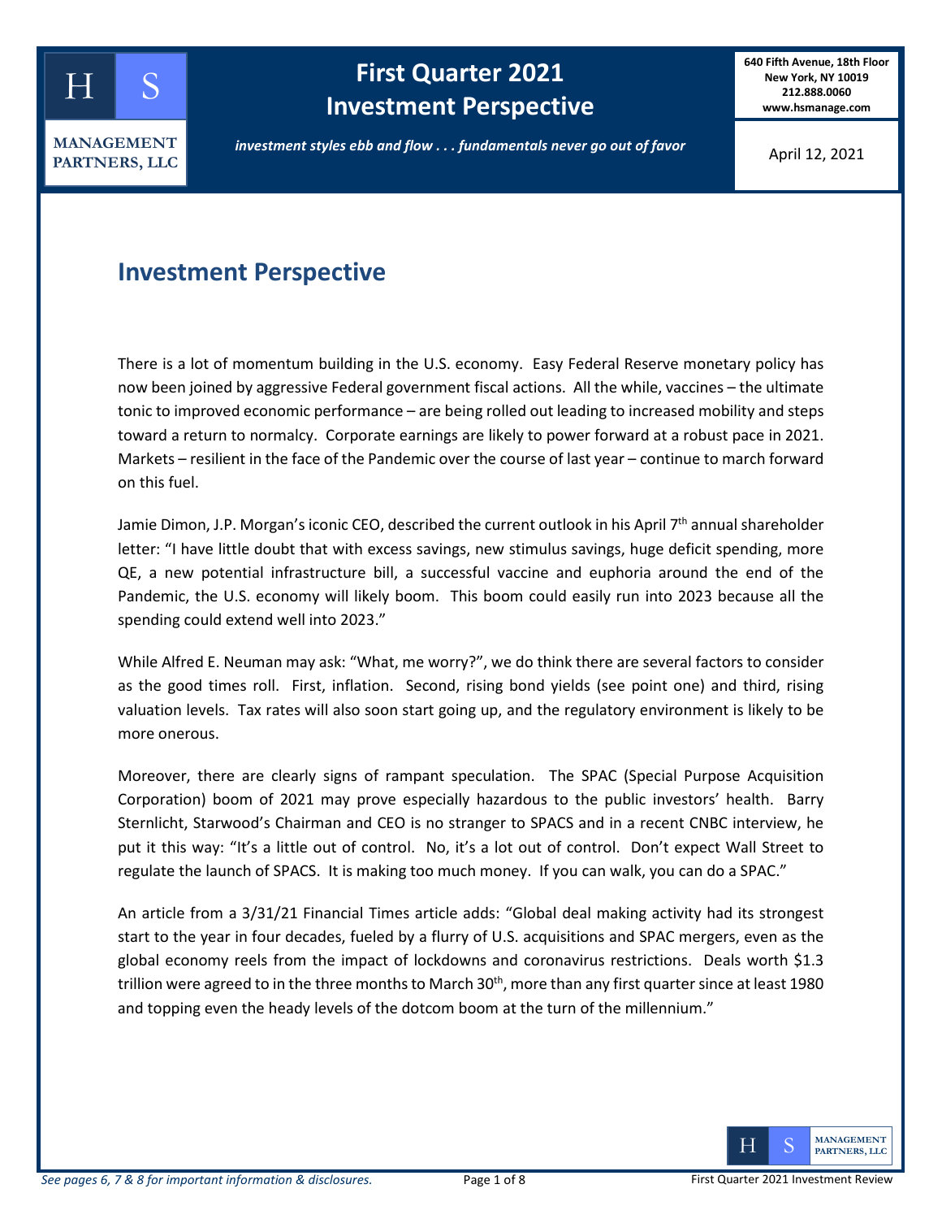# First Quarter 2021 Investment Perspective

640 Fifth Avenue, 18th Floor
New York, NY 10019
212.888.0060
www.hsmanage.com

*investment styles ebb and flow . . . fundamentals never go out of favor*

April 12, 2021

## Investment Perspective

There is a lot of momentum building in the U.S. economy. Easy Federal Reserve monetary policy has now been joined by aggressive Federal government fiscal actions. All the while, vaccines – the ultimate tonic to improved economic performance – are being rolled out leading to increased mobility and steps toward a return to normalcy. Corporate earnings are likely to power forward at a robust pace in 2021. Markets – resilient in the face of the Pandemic over the course of last year – continue to march forward on this fuel.

Jamie Dimon, J.P. Morgan's iconic CEO, described the current outlook in his April 7th annual shareholder letter: "I have little doubt that with excess savings, new stimulus savings, huge deficit spending, more QE, a new potential infrastructure bill, a successful vaccine and euphoria around the end of the Pandemic, the U.S. economy will likely boom. This boom could easily run into 2023 because all the spending could extend well into 2023."

While Alfred E. Neuman may ask: "What, me worry?", we do think there are several factors to consider as the good times roll. First, inflation. Second, rising bond yields (see point one) and third, rising valuation levels. Tax rates will also soon start going up, and the regulatory environment is likely to be more onerous.

Moreover, there are clearly signs of rampant speculation. The SPAC (Special Purpose Acquisition Corporation) boom of 2021 may prove especially hazardous to the public investors' health. Barry Sternlicht, Starwood's Chairman and CEO is no stranger to SPACS and in a recent CNBC interview, he put it this way: "It's a little out of control. No, it's a lot out of control. Don't expect Wall Street to regulate the launch of SPACS. It is making too much money. If you can walk, you can do a SPAC."

An article from a 3/31/21 Financial Times article adds: "Global deal making activity had its strongest start to the year in four decades, fueled by a flurry of U.S. acquisitions and SPAC mergers, even as the global economy reels from the impact of lockdowns and coronavirus restrictions. Deals worth $1.3 trillion were agreed to in the three months to March 30th, more than any first quarter since at least 1980 and topping even the heady levels of the dotcom boom at the turn of the millennium."

*See pages 6, 7 & 8 for important information & disclosures.*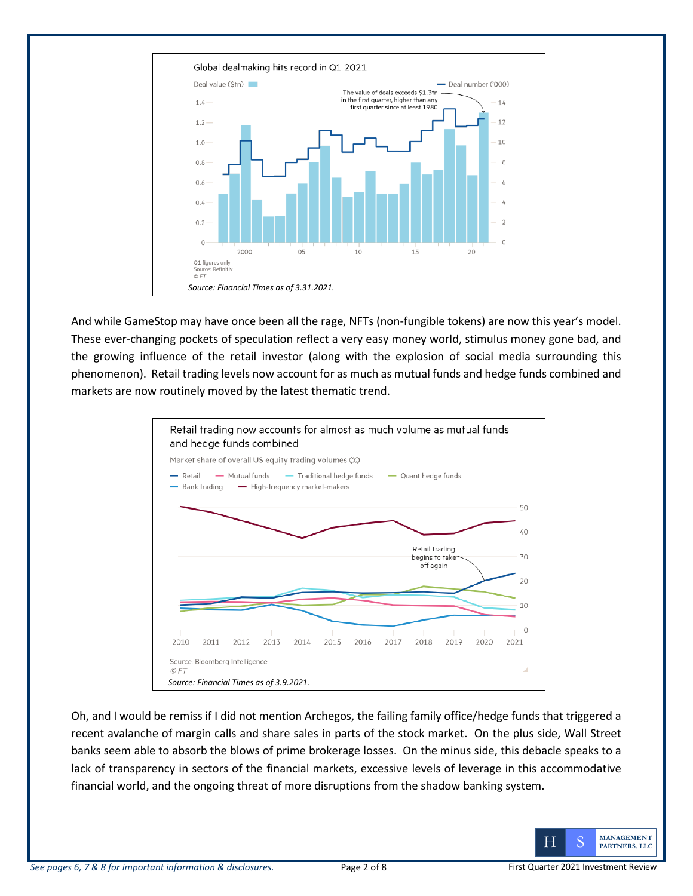Global dealmaking hits record in Q1 2021

Deal value ($tn) — Deal number ('000)

The value of deals exceeds $1.3tn in the first quarter, higher than any first quarter since at least 1980

Q1 figures only
Source: Refinitiv
© FT

*Source: Financial Times as of 3.31.2021.*

And while GameStop may have once been all the rage, NFTs (non-fungible tokens) are now this year's model. These ever-changing pockets of speculation reflect a very easy money world, stimulus money gone bad, and the growing influence of the retail investor (along with the explosion of social media surrounding this phenomenon). Retail trading levels now account for as much as mutual funds and hedge funds combined and markets are now routinely moved by the latest thematic trend.

Retail trading now accounts for almost as much volume as mutual funds and hedge funds combined

Market share of overall US equity trading volumes (%)

Retail, Mutual funds, Traditional hedge funds, Quant hedge funds, Bank trading, High-frequency market-makers

Retail trading begins to take off again

Source: Bloomberg Intelligence
© FT

*Source: Financial Times as of 3.9.2021.*

Oh, and I would be remiss if I did not mention Archegos, the failing family office/hedge funds that triggered a recent avalanche of margin calls and share sales in parts of the stock market. On the plus side, Wall Street banks seem able to absorb the blows of prime brokerage losses. On the minus side, this debacle speaks to a lack of transparency in sectors of the financial markets, excessive levels of leverage in this accommodative financial world, and the ongoing threat of more disruptions from the shadow banking system.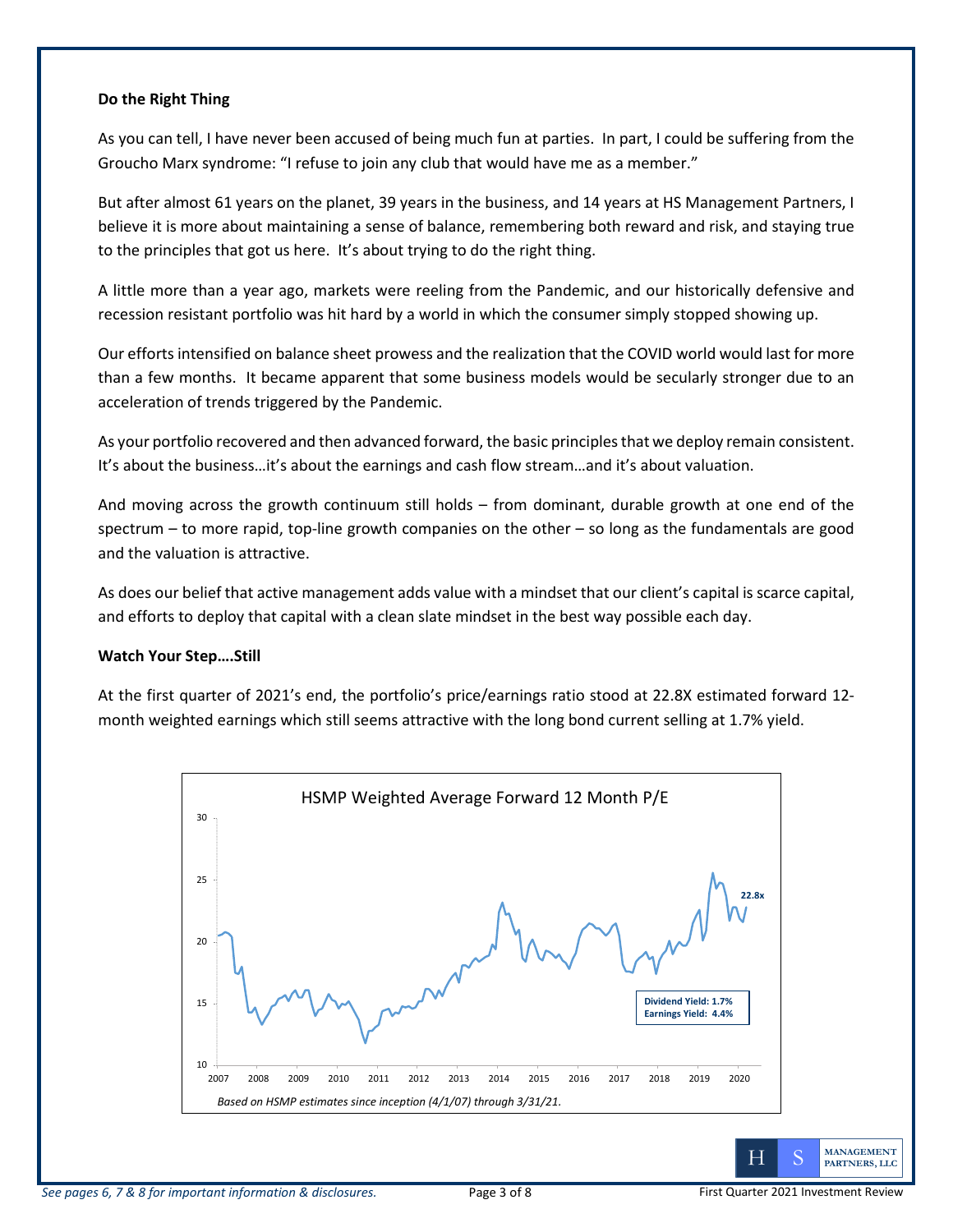**Do the Right Thing**

As you can tell, I have never been accused of being much fun at parties. In part, I could be suffering from the Groucho Marx syndrome: "I refuse to join any club that would have me as a member."

But after almost 61 years on the planet, 39 years in the business, and 14 years at HS Management Partners, I believe it is more about maintaining a sense of balance, remembering both reward and risk, and staying true to the principles that got us here. It's about trying to do the right thing.

A little more than a year ago, markets were reeling from the Pandemic, and our historically defensive and recession resistant portfolio was hit hard by a world in which the consumer simply stopped showing up.

Our efforts intensified on balance sheet prowess and the realization that the COVID world would last for more than a few months. It became apparent that some business models would be secularly stronger due to an acceleration of trends triggered by the Pandemic.

As your portfolio recovered and then advanced forward, the basic principles that we deploy remain consistent. It's about the business…it's about the earnings and cash flow stream…and it's about valuation.

And moving across the growth continuum still holds – from dominant, durable growth at one end of the spectrum – to more rapid, top-line growth companies on the other – so long as the fundamentals are good and the valuation is attractive.

As does our belief that active management adds value with a mindset that our client's capital is scarce capital, and efforts to deploy that capital with a clean slate mindset in the best way possible each day.

**Watch Your Step….Still**

At the first quarter of 2021's end, the portfolio's price/earnings ratio stood at 22.8X estimated forward 12-month weighted earnings which still seems attractive with the long bond current selling at 1.7% yield.

HSMP Weighted Average Forward 12 Month P/E

22.8x

Dividend Yield: 1.7%
Earnings Yield: 4.4%

*Based on HSMP estimates since inception (4/1/07) through 3/31/21.*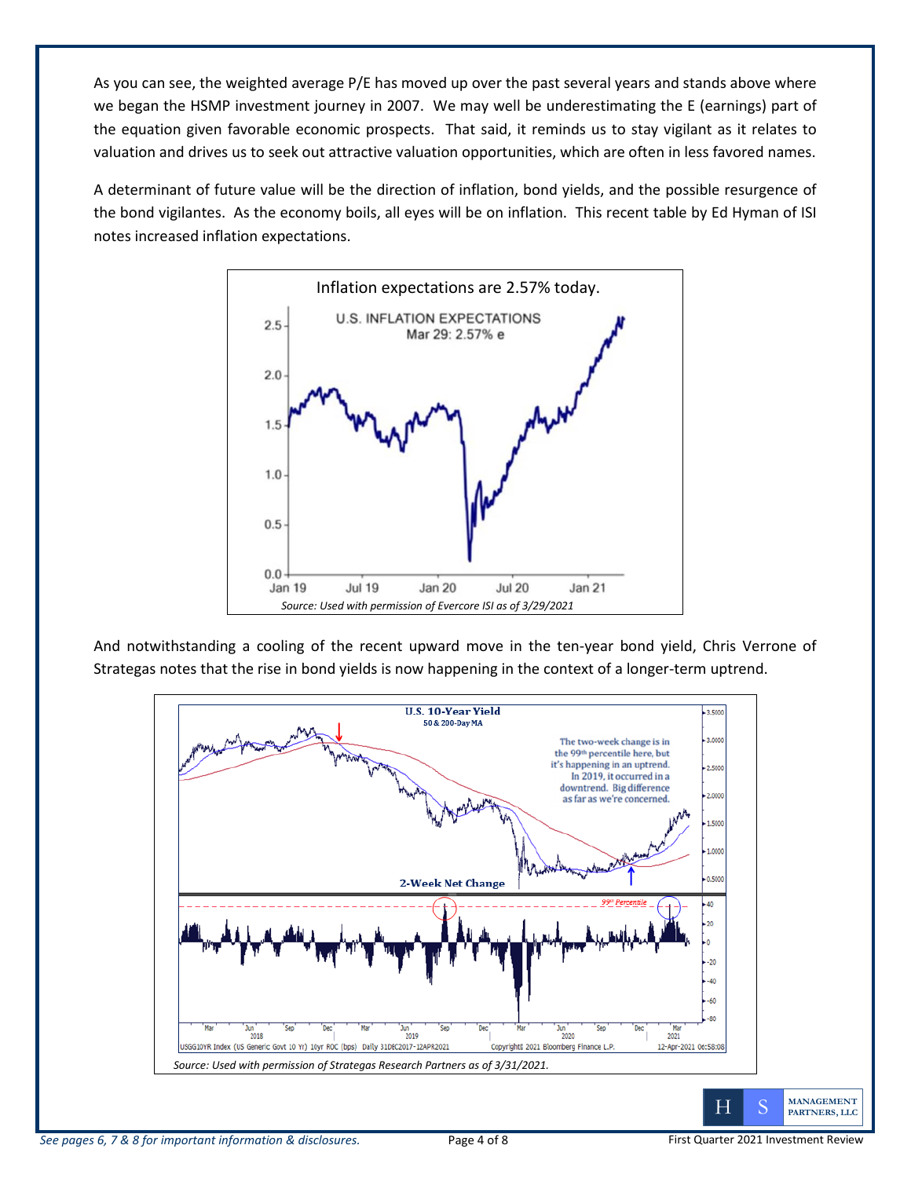As you can see, the weighted average P/E has moved up over the past several years and stands above where we began the HSMP investment journey in 2007. We may well be underestimating the E (earnings) part of the equation given favorable economic prospects. That said, it reminds us to stay vigilant as it relates to valuation and drives us to seek out attractive valuation opportunities, which are often in less favored names.

A determinant of future value will be the direction of inflation, bond yields, and the possible resurgence of the bond vigilantes. As the economy boils, all eyes will be on inflation. This recent table by Ed Hyman of ISI notes increased inflation expectations.

Inflation expectations are 2.57% today.

*Source: Used with permission of Evercore ISI as of 3/29/2021*

And notwithstanding a cooling of the recent upward move in the ten-year bond yield, Chris Verrone of Strategas notes that the rise in bond yields is now happening in the context of a longer-term uptrend.

*Source: Used with permission of Strategas Research Partners as of 3/31/2021.*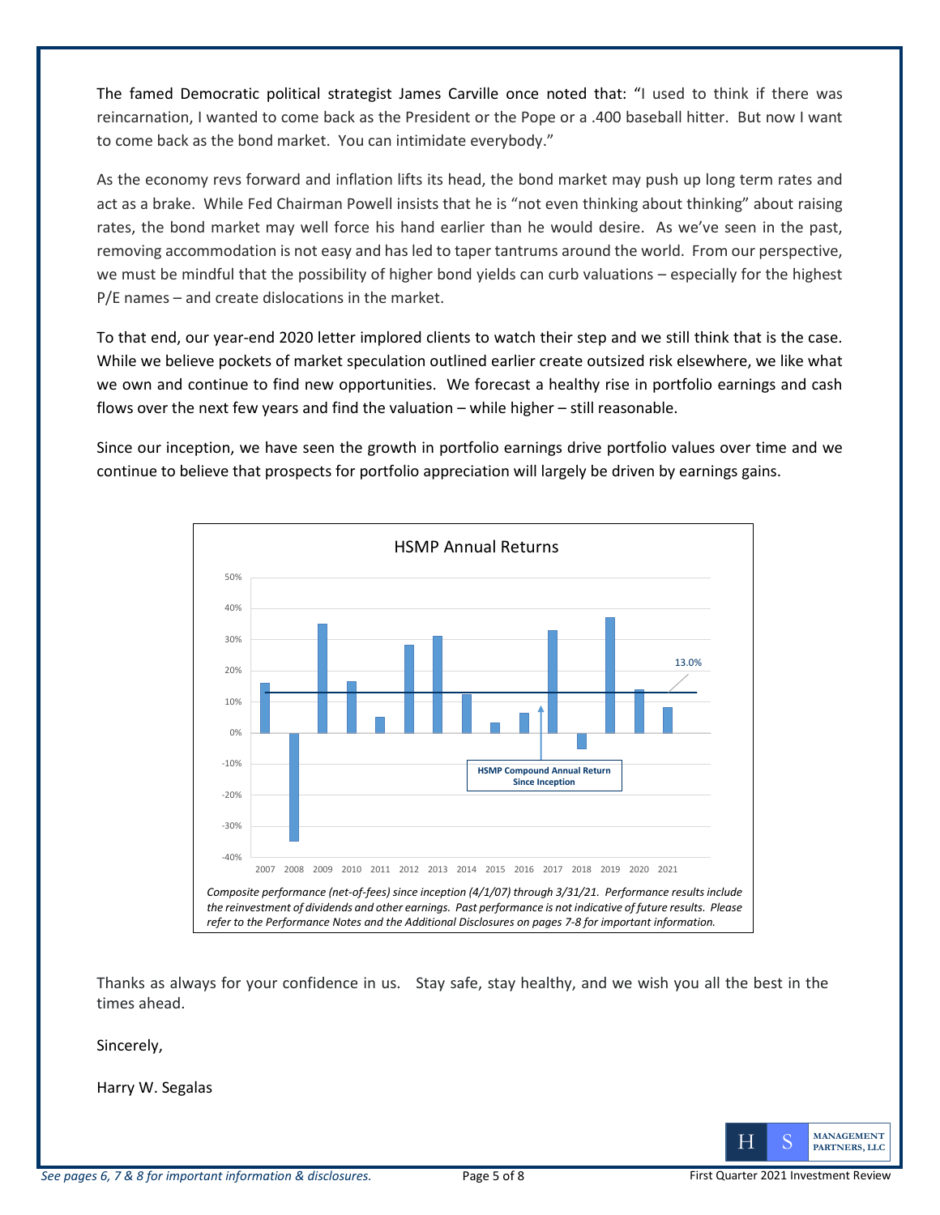The famed Democratic political strategist James Carville once noted that: "I used to think if there was reincarnation, I wanted to come back as the President or the Pope or a .400 baseball hitter. But now I want to come back as the bond market. You can intimidate everybody."

As the economy revs forward and inflation lifts its head, the bond market may push up long term rates and act as a brake. While Fed Chairman Powell insists that he is "not even thinking about thinking" about raising rates, the bond market may well force his hand earlier than he would desire. As we've seen in the past, removing accommodation is not easy and has led to taper tantrums around the world. From our perspective, we must be mindful that the possibility of higher bond yields can curb valuations – especially for the highest P/E names – and create dislocations in the market.

To that end, our year-end 2020 letter implored clients to watch their step and we still think that is the case. While we believe pockets of market speculation outlined earlier create outsized risk elsewhere, we like what we own and continue to find new opportunities. We forecast a healthy rise in portfolio earnings and cash flows over the next few years and find the valuation – while higher – still reasonable.

Since our inception, we have seen the growth in portfolio earnings drive portfolio values over time and we continue to believe that prospects for portfolio appreciation will largely be driven by earnings gains.

**HSMP Annual Returns**

HSMP Compound Annual Return Since Inception: 13.0%

*Composite performance (net-of-fees) since inception (4/1/07) through 3/31/21. Performance results include the reinvestment of dividends and other earnings. Past performance is not indicative of future results. Please refer to the Performance Notes and the Additional Disclosures on pages 7-8 for important information.*

Thanks as always for your confidence in us. Stay safe, stay healthy, and we wish you all the best in the times ahead.

Sincerely,

Harry W. Segalas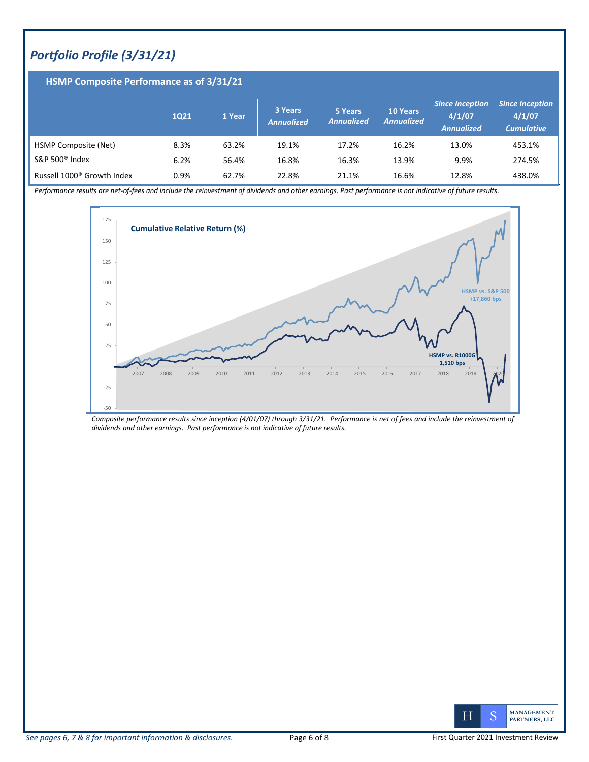## *Portfolio Profile (3/31/21)*

### HSMP Composite Performance as of 3/31/21

| | 1Q21 | 1 Year | 3 Years *Annualized* | 5 Years *Annualized* | 10 Years *Annualized* | *Since Inception 4/1/07 Annualized* | *Since Inception 4/1/07 Cumulative* |
|---|---|---|---|---|---|---|---|
| HSMP Composite (Net) | 8.3% | 63.2% | 19.1% | 17.2% | 16.2% | 13.0% | 453.1% |
| S&P 500® Index | 6.2% | 56.4% | 16.8% | 16.3% | 13.9% | 9.9% | 274.5% |
| Russell 1000® Growth Index | 0.9% | 62.7% | 22.8% | 21.1% | 16.6% | 12.8% | 438.0% |

*Performance results are net-of-fees and include the reinvestment of dividends and other earnings. Past performance is not indicative of future results.*

**Cumulative Relative Return (%)**

HSMP vs. S&P 500 +17,860 bps

HSMP vs. R1000G 1,510 bps

*Composite performance results since inception (4/01/07) through 3/31/21. Performance is net of fees and include the reinvestment of dividends and other earnings. Past performance is not indicative of future results.*

*See pages 6, 7 & 8 for important information & disclosures.*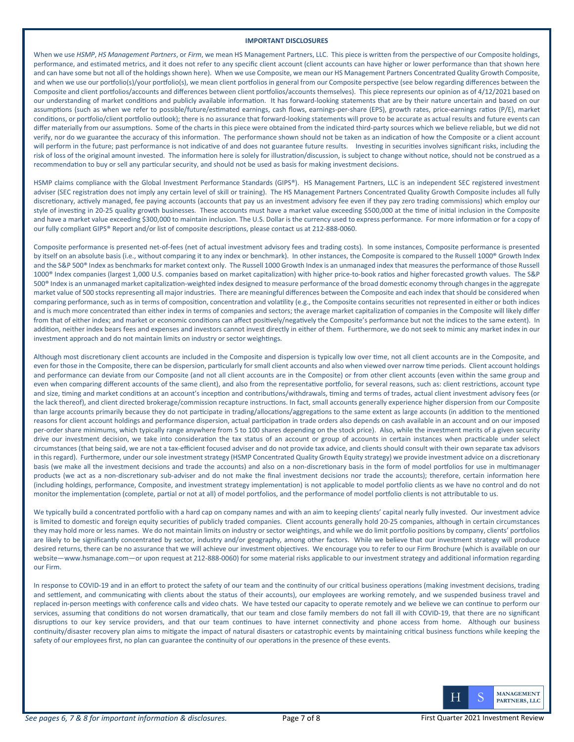## IMPORTANT DISCLOSURES

When we use *HSMP*, *HS Management Partners*, or *Firm*, we mean HS Management Partners, LLC. This piece is written from the perspective of our Composite holdings, performance, and estimated metrics, and it does not refer to any specific client account (client accounts can have higher or lower performance than that shown here and can have some but not all of the holdings shown here). When we use Composite, we mean our HS Management Partners Concentrated Quality Growth Composite, and when we use our portfolio(s)/your portfolio(s), we mean client portfolios in general from our Composite perspective (see below regarding differences between the Composite and client portfolios/accounts and differences between client portfolios/accounts themselves). This piece represents our opinion as of 4/12/2021 based on our understanding of market conditions and publicly available information. It has forward-looking statements that are by their nature uncertain and based on our assumptions (such as when we refer to possible/future/estimated earnings, cash flows, earnings-per-share (EPS), growth rates, price-earnings ratios (P/E), market conditions, or portfolio/client portfolio outlook); there is no assurance that forward-looking statements will prove to be accurate as actual results and future events can differ materially from our assumptions. Some of the charts in this piece were obtained from the indicated third-party sources which we believe reliable, but we did not verify, nor do we guarantee the accuracy of this information. The performance shown should not be taken as an indication of how the Composite or a client account will perform in the future; past performance is not indicative of and does not guarantee future results. Investing in securities involves significant risks, including the risk of loss of the original amount invested. The information here is solely for illustration/discussion, is subject to change without notice, should not be construed as a recommendation to buy or sell any particular security, and should not be used as basis for making investment decisions.

HSMP claims compliance with the Global Investment Performance Standards (GIPS®). HS Management Partners, LLC is an independent SEC registered investment adviser (SEC registration does not imply any certain level of skill or training). The HS Management Partners Concentrated Quality Growth Composite includes all fully discretionary, actively managed, fee paying accounts (accounts that pay us an investment advisory fee even if they pay zero trading commissions) which employ our style of investing in 20-25 quality growth businesses. These accounts must have a market value exceeding $500,000 at the time of initial inclusion in the Composite and have a market value exceeding $300,000 to maintain inclusion. The U.S. Dollar is the currency used to express performance. For more information or for a copy of our fully compliant GIPS® Report and/or list of composite descriptions, please contact us at 212-888-0060.

Composite performance is presented net-of-fees (net of actual investment advisory fees and trading costs). In some instances, Composite performance is presented by itself on an absolute basis (i.e., without comparing it to any index or benchmark). In other instances, the Composite is compared to the Russell 1000® Growth Index and the S&P 500® Index as benchmarks for market context only. The Russell 1000 Growth Index is an unmanaged index that measures the performance of those Russell 1000® Index companies (largest 1,000 U.S. companies based on market capitalization) with higher price-to-book ratios and higher forecasted growth values. The S&P 500® Index is an unmanaged market capitalization-weighted index designed to measure performance of the broad domestic economy through changes in the aggregate market value of 500 stocks representing all major industries. There are meaningful differences between the Composite and each index that should be considered when comparing performance, such as in terms of composition, concentration and volatility (e.g., the Composite contains securities not represented in either or both indices and is much more concentrated than either index in terms of companies and sectors; the average market capitalization of companies in the Composite will likely differ from that of either index; and market or economic conditions can affect positively/negatively the Composite's performance but not the indices to the same extent). In addition, neither index bears fees and expenses and investors cannot invest directly in either of them. Furthermore, we do not seek to mimic any market index in our investment approach and do not maintain limits on industry or sector weightings.

Although most discretionary client accounts are included in the Composite and dispersion is typically low over time, not all client accounts are in the Composite, and even for those in the Composite, there can be dispersion, particularly for small client accounts and also when viewed over narrow time periods. Client account holdings and performance can deviate from our Composite (and not all client accounts are in the Composite) or from other client accounts (even within the same group and even when comparing different accounts of the same client), and also from the representative portfolio, for several reasons, such as: client restrictions, account type and size, timing and market conditions at an account's inception and contributions/withdrawals, timing and terms of trades, actual client investment advisory fees (or the lack thereof), and client directed brokerage/commission recapture instructions. In fact, small accounts generally experience higher dispersion from our Composite than large accounts primarily because they do not participate in trading/allocations/aggregations to the same extent as large accounts (in addition to the mentioned reasons for client account holdings and performance dispersion, actual participation in trade orders also depends on cash available in an account and on our imposed per-order share minimums, which typically range anywhere from 5 to 100 shares depending on the stock price). Also, while the investment merits of a given security drive our investment decision, we take into consideration the tax status of an account or group of accounts in certain instances when practicable under select circumstances (that being said, we are not a tax-efficient focused adviser and do not provide tax advice, and clients should consult with their own separate tax advisors in this regard). Furthermore, under our sole investment strategy (HSMP Concentrated Quality Growth Equity strategy) we provide investment advice on a discretionary basis (we make all the investment decisions and trade the accounts) and also on a non-discretionary basis in the form of model portfolios for use in multimanager products (we act as a non-discretionary sub-adviser and do not make the final investment decisions nor trade the accounts); therefore, certain information here (including holdings, performance, Composite, and investment strategy implementation) is not applicable to model portfolio clients as we have no control and do not monitor the implementation (complete, partial or not at all) of model portfolios, and the performance of model portfolio clients is not attributable to us.

We typically build a concentrated portfolio with a hard cap on company names and with an aim to keeping clients' capital nearly fully invested. Our investment advice is limited to domestic and foreign equity securities of publicly traded companies. Client accounts generally hold 20-25 companies, although in certain circumstances they may hold more or less names. We do not maintain limits on industry or sector weightings, and while we do limit portfolio positions by company, clients' portfolios are likely to be significantly concentrated by sector, industry and/or geography, among other factors. While we believe that our investment strategy will produce desired returns, there can be no assurance that we will achieve our investment objectives. We encourage you to refer to our Firm Brochure (which is available on our website—www.hsmanage.com—or upon request at 212-888-0060) for some material risks applicable to our investment strategy and additional information regarding our Firm.

In response to COVID-19 and in an effort to protect the safety of our team and the continuity of our critical business operations (making investment decisions, trading and settlement, and communicating with clients about the status of their accounts), our employees are working remotely, and we suspended business travel and replaced in-person meetings with conference calls and video chats. We have tested our capacity to operate remotely and we believe we can continue to perform our services, assuming that conditions do not worsen dramatically, that our team and close family members do not fall ill with COVID-19, that there are no significant disruptions to our key service providers, and that our team continues to have internet connectivity and phone access from home. Although our business continuity/disaster recovery plan aims to mitigate the impact of natural disasters or catastrophic events by maintaining critical business functions while keeping the safety of our employees first, no plan can guarantee the continuity of our operations in the presence of these events.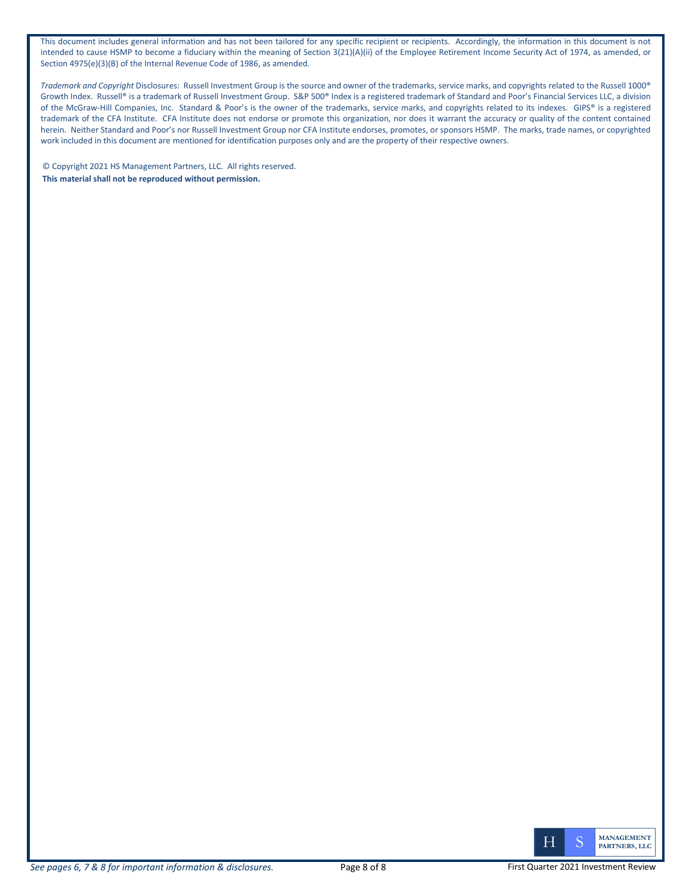This document includes general information and has not been tailored for any specific recipient or recipients. Accordingly, the information in this document is not intended to cause HSMP to become a fiduciary within the meaning of Section 3(21)(A)(ii) of the Employee Retirement Income Security Act of 1974, as amended, or Section 4975(e)(3)(B) of the Internal Revenue Code of 1986, as amended.

*Trademark and Copyright* Disclosures: Russell Investment Group is the source and owner of the trademarks, service marks, and copyrights related to the Russell 1000® Growth Index. Russell® is a trademark of Russell Investment Group. S&P 500® Index is a registered trademark of Standard and Poor's Financial Services LLC, a division of the McGraw-Hill Companies, Inc. Standard & Poor's is the owner of the trademarks, service marks, and copyrights related to its indexes. GIPS® is a registered trademark of the CFA Institute. CFA Institute does not endorse or promote this organization, nor does it warrant the accuracy or quality of the content contained herein. Neither Standard and Poor's nor Russell Investment Group nor CFA Institute endorses, promotes, or sponsors HSMP. The marks, trade names, or copyrighted work included in this document are mentioned for identification purposes only and are the property of their respective owners.

© Copyright 2021 HS Management Partners, LLC. All rights reserved.
**This material shall not be reproduced without permission.**